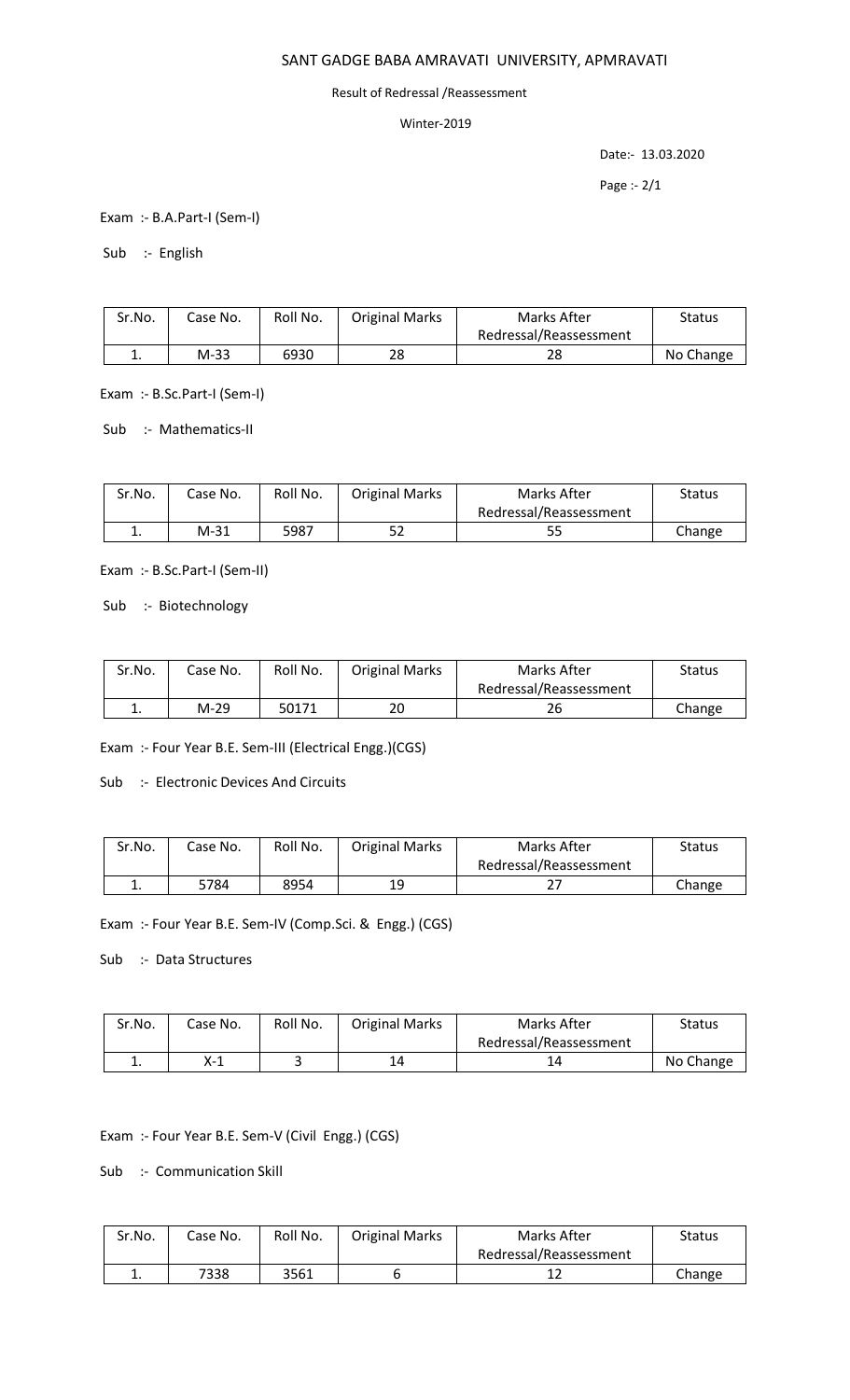# SANT GADGE BABA AMRAVATI UNIVERSITY, APMRAVATI

Result of Redressal /Reassessment

Winter-2019

Date:- 13.03.2020

Page :- 2/1

Exam :- B.A.Part-I (Sem-I)

Sub :- English

| Sr.No. | Case No. | Roll No. | Original Marks | Marks After Redressal/Reassessment | Status |
|---|---|---|---|---|---|
| 1. | M-33 | 6930 | 28 | 28 | No Change |

Exam :- B.Sc.Part-I (Sem-I)

Sub :- Mathematics-II

| Sr.No. | Case No. | Roll No. | Original Marks | Marks After Redressal/Reassessment | Status |
|---|---|---|---|---|---|
| 1. | M-31 | 5987 | 52 | 55 | Change |

Exam :- B.Sc.Part-I (Sem-II)

Sub :- Biotechnology

| Sr.No. | Case No. | Roll No. | Original Marks | Marks After Redressal/Reassessment | Status |
|---|---|---|---|---|---|
| 1. | M-29 | 50171 | 20 | 26 | Change |

Exam :- Four Year B.E. Sem-III (Electrical Engg.)(CGS)

Sub :- Electronic Devices And Circuits

| Sr.No. | Case No. | Roll No. | Original Marks | Marks After Redressal/Reassessment | Status |
|---|---|---|---|---|---|
| 1. | 5784 | 8954 | 19 | 27 | Change |

Exam :- Four Year B.E. Sem-IV (Comp.Sci. & Engg.) (CGS)

Sub :- Data Structures

| Sr.No. | Case No. | Roll No. | Original Marks | Marks After Redressal/Reassessment | Status |
|---|---|---|---|---|---|
| 1. | X-1 | 3 | 14 | 14 | No Change |

Exam :- Four Year B.E. Sem-V (Civil Engg.) (CGS)

Sub :- Communication Skill

| Sr.No. | Case No. | Roll No. | Original Marks | Marks After Redressal/Reassessment | Status |
|---|---|---|---|---|---|
| 1. | 7338 | 3561 | 6 | 12 | Change |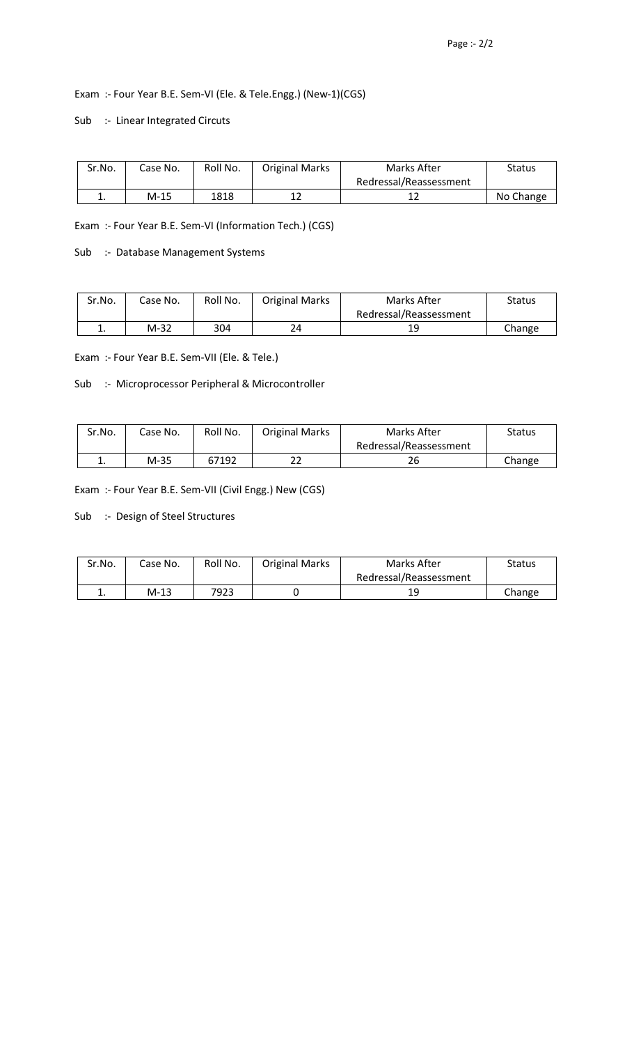Exam :- Four Year B.E. Sem-VI (Ele. & Tele.Engg.) (New-1)(CGS)

Sub :- Linear Integrated Circuts

| Sr.No. | Case No. | Roll No. | Original Marks | Marks After Redressal/Reassessment | Status |
|---|---|---|---|---|---|
| 1. | M-15 | 1818 | 12 | 12 | No Change |

Exam :- Four Year B.E. Sem-VI (Information Tech.) (CGS)

Sub :- Database Management Systems

| Sr.No. | Case No. | Roll No. | Original Marks | Marks After Redressal/Reassessment | Status |
|---|---|---|---|---|---|
| 1. | M-32 | 304 | 24 | 19 | Change |

Exam :- Four Year B.E. Sem-VII (Ele. & Tele.)

Sub :- Microprocessor Peripheral & Microcontroller

| Sr.No. | Case No. | Roll No. | Original Marks | Marks After Redressal/Reassessment | Status |
|---|---|---|---|---|---|
| 1. | M-35 | 67192 | 22 | 26 | Change |

Exam :- Four Year B.E. Sem-VII (Civil Engg.) New (CGS)

Sub :- Design of Steel Structures

| Sr.No. | Case No. | Roll No. | Original Marks | Marks After Redressal/Reassessment | Status |
|---|---|---|---|---|---|
| 1. | M-13 | 7923 | 0 | 19 | Change |